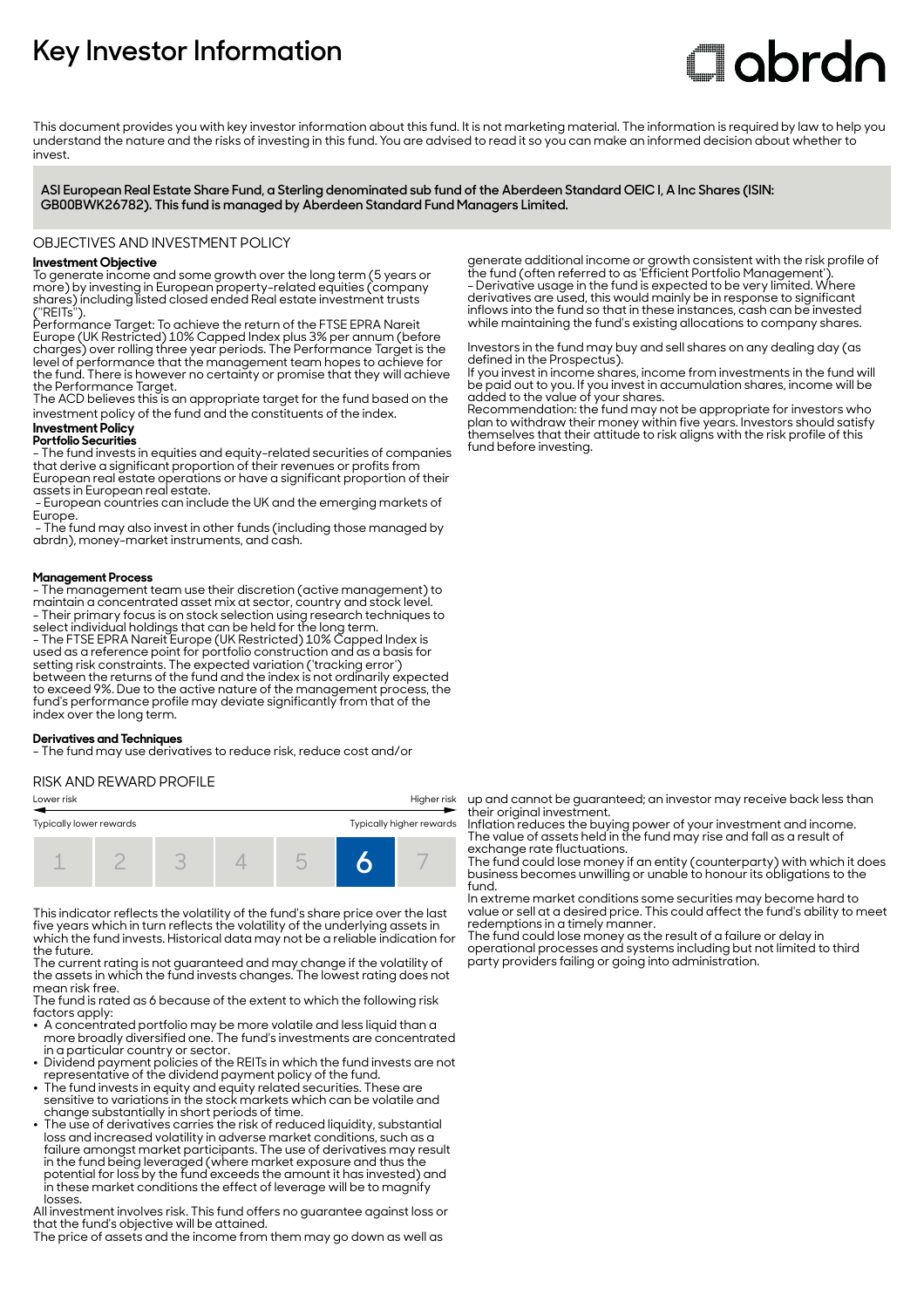# Key Investor Information

abrdn

This document provides you with key investor information about this fund. It is not marketing material. The information is required by law to help you understand the nature and the risks of investing in this fund. You are advised to read it so you can make an informed decision about whether to invest.

**ASI European Real Estate Share Fund, a Sterling denominated sub fund of the Aberdeen Standard OEIC I, A Inc Shares (ISIN: GB00BWK26782). This fund is managed by Aberdeen Standard Fund Managers Limited.**

## OBJECTIVES AND INVESTMENT POLICY

**Investment Objective**

To generate income and some growth over the long term (5 years or more) by investing in European property-related equities (company shares) including listed closed ended Real estate investment trusts ("REITs").

Performance Target: To achieve the return of the FTSE EPRA Nareit Europe (UK Restricted) 10% Capped Index plus 3% per annum (before charges) over rolling three year periods. The Performance Target is the level of performance that the management team hopes to achieve for the fund. There is however no certainty or promise that they will achieve the Performance Target.

The ACD believes this is an appropriate target for the fund based on the investment policy of the fund and the constituents of the index.

**Investment Policy**

**Portfolio Securities**

- The fund invests in equities and equity-related securities of companies that derive a significant proportion of their revenues or profits from European real estate operations or have a significant proportion of their assets in European real estate.
- European countries can include the UK and the emerging markets of Europe.
- The fund may also invest in other funds (including those managed by abrdn), money-market instruments, and cash.

**Management Process**

- The management team use their discretion (active management) to maintain a concentrated asset mix at sector, country and stock level.
- Their primary focus is on stock selection using research techniques to select individual holdings that can be held for the long term.
- The FTSE EPRA Nareit Europe (UK Restricted) 10% Capped Index is used as a reference point for portfolio construction and as a basis for setting risk constraints. The expected variation ('tracking error') between the returns of the fund and the index is not ordinarily expected to exceed 9%. Due to the active nature of the management process, the fund's performance profile may deviate significantly from that of the index over the long term.

**Derivatives and Techniques**

- The fund may use derivatives to reduce risk, reduce cost and/or generate additional income or growth consistent with the risk profile of the fund (often referred to as 'Efficient Portfolio Management').
- Derivative usage in the fund is expected to be very limited. Where derivatives are used, this would mainly be in response to significant inflows into the fund so that in these instances, cash can be invested while maintaining the fund's existing allocations to company shares.

Investors in the fund may buy and sell shares on any dealing day (as defined in the Prospectus).

If you invest in income shares, income from investments in the fund will be paid out to you. If you invest in accumulation shares, income will be added to the value of your shares.

Recommendation: the fund may not be appropriate for investors who plan to withdraw their money within five years. Investors should satisfy themselves that their attitude to risk aligns with the risk profile of this fund before investing.

## RISK AND REWARD PROFILE

| Lower risk | | | | | | Higher risk |
|---|---|---|---|---|---|---|
| Typically lower rewards | | | | | | Typically higher rewards |
| 1 | 2 | 3 | 4 | 5 | **6** | 7 |

This indicator reflects the volatility of the fund's share price over the last five years which in turn reflects the volatility of the underlying assets in which the fund invests. Historical data may not be a reliable indication for the future.

The current rating is not guaranteed and may change if the volatility of the assets in which the fund invests changes. The lowest rating does not mean risk free.

The fund is rated as 6 because of the extent to which the following risk factors apply:

- A concentrated portfolio may be more volatile and less liquid than a more broadly diversified one. The fund's investments are concentrated in a particular country or sector.
- Dividend payment policies of the REITs in which the fund invests are not representative of the dividend payment policy of the fund.
- The fund invests in equity and equity related securities. These are sensitive to variations in the stock markets which can be volatile and change substantially in short periods of time.
- The use of derivatives carries the risk of reduced liquidity, substantial loss and increased volatility in adverse market conditions, such as a failure amongst market participants. The use of derivatives may result in the fund being leveraged (where market exposure and thus the potential for loss by the fund exceeds the amount it has invested) and in these market conditions the effect of leverage will be to magnify losses.

All investment involves risk. This fund offers no guarantee against loss or that the fund's objective will be attained.

The price of assets and the income from them may go down as well as up and cannot be guaranteed; an investor may receive back less than their original investment.

Inflation reduces the buying power of your investment and income.

The value of assets held in the fund may rise and fall as a result of exchange rate fluctuations.

The fund could lose money if an entity (counterparty) with which it does business becomes unwilling or unable to honour its obligations to the fund.

In extreme market conditions some securities may become hard to value or sell at a desired price. This could affect the fund's ability to meet redemptions in a timely manner.

The fund could lose money as the result of a failure or delay in operational processes and systems including but not limited to third party providers failing or going into administration.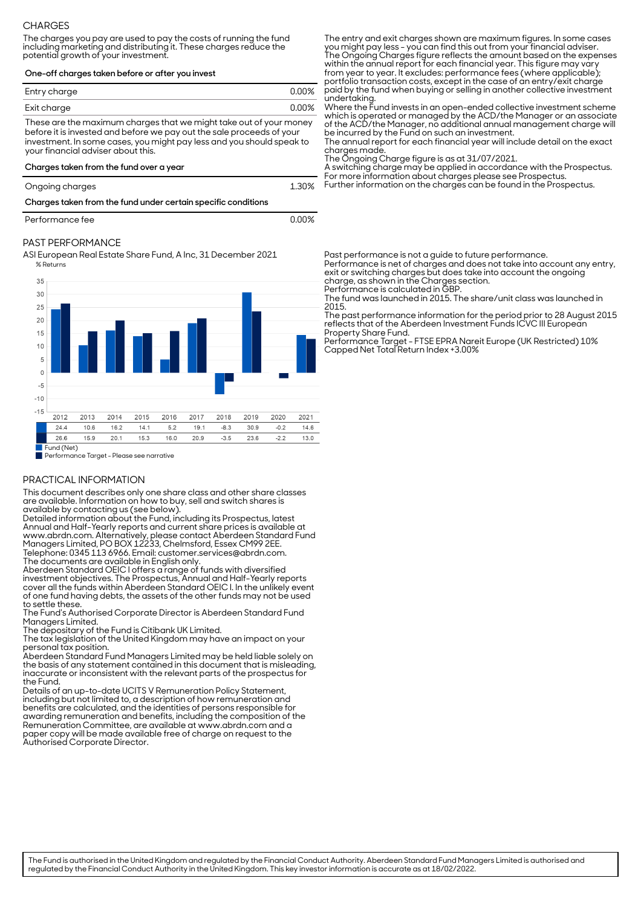## CHARGES

The charges you pay are used to pay the costs of running the fund including marketing and distributing it. These charges reduce the potential growth of your investment.

| One-off charges taken before or after you invest | |
|---|---|
| Entry charge | 0.00% |
| Exit charge | 0.00% |

These are the maximum charges that we might take out of your money before it is invested and before we pay out the sale proceeds of your investment. In some cases, you might pay less and you should speak to your financial adviser about this.

| Charges taken from the fund over a year | |
|---|---|
| Ongoing charges | 1.30% |

| Charges taken from the fund under certain specific conditions | |
|---|---|
| Performance fee | 0.00% |

The entry and exit charges shown are maximum figures. In some cases you might pay less - you can find this out from your financial adviser.
The Ongoing Charges figure reflects the amount based on the expenses within the annual report for each financial year. This figure may vary from year to year. It excludes: performance fees (where applicable); portfolio transaction costs, except in the case of an entry/exit charge paid by the fund when buying or selling in another collective investment undertaking.
Where the Fund invests in an open-ended collective investment scheme which is operated or managed by the ACD/the Manager or an associate of the ACD/the Manager, no additional annual management charge will be incurred by the Fund on such an investment.
The annual report for each financial year will include detail on the exact charges made.
The Ongoing Charge figure is as at 31/07/2021.
A switching charge may be applied in accordance with the Prospectus. For more information about charges please see Prospectus.
Further information on the charges can be found in the Prospectus.

## PAST PERFORMANCE

ASI European Real Estate Share Fund, A Inc, 31 December 2021

% Returns

35, 30, 25, 20, 15, 10, 5, 0, -5, -10, -15

2012 2013 2014 2015 2016 2017 2018 2019 2020 2021

Fund (Net): 24.4 10.6 16.2 14.1 5.2 19.1 -8.3 30.9 -0.2 14.6

Performance Target - Please see narrative: 26.6 15.9 20.1 15.3 16.0 20.9 -3.5 23.6 -2.2 13.0

Past performance is not a guide to future performance.
Performance is net of charges and does not take into account any entry, exit or switching charges but does take into account the ongoing charge, as shown in the Charges section.
Performance is calculated in GBP.
The fund was launched in 2015. The share/unit class was launched in 2015.
The past performance information for the period prior to 28 August 2015 reflects that of the Aberdeen Investment Funds ICVC III European Property Share Fund.
Performance Target - FTSE EPRA Nareit Europe (UK Restricted) 10% Capped Net Total Return Index +3.00%

## PRACTICAL INFORMATION

This document describes only one share class and other share classes are available. Information on how to buy, sell and switch shares is available by contacting us (see below).
Detailed information about the Fund, including its Prospectus, latest Annual and Half-Yearly reports and current share prices is available at www.abrdn.com. Alternatively, please contact Aberdeen Standard Fund Managers Limited, PO BOX 12233, Chelmsford, Essex CM99 2EE. Telephone: 0345 113 6966. Email: customer.services@abrdn.com.
The documents are available in English only.
Aberdeen Standard OEIC I offers a range of funds with diversified investment objectives. The Prospectus, Annual and Half-Yearly reports cover all the funds within Aberdeen Standard OEIC I. In the unlikely event of one fund having debts, the assets of the other funds may not be used to settle these.
The Fund's Authorised Corporate Director is Aberdeen Standard Fund Managers Limited.
The depositary of the Fund is Citibank UK Limited.
The tax legislation of the United Kingdom may have an impact on your personal tax position.
Aberdeen Standard Fund Managers Limited may be held liable solely on the basis of any statement contained in this document that is misleading, inaccurate or inconsistent with the relevant parts of the prospectus for the Fund.
Details of an up-to-date UCITS V Remuneration Policy Statement, including but not limited to, a description of how remuneration and benefits are calculated, and the identities of persons responsible for awarding remuneration and benefits, including the composition of the Remuneration Committee, are available at www.abrdn.com and a paper copy will be made available free of charge on request to the Authorised Corporate Director.

The Fund is authorised in the United Kingdom and regulated by the Financial Conduct Authority. Aberdeen Standard Fund Managers Limited is authorised and regulated by the Financial Conduct Authority in the United Kingdom. This key investor information is accurate as at 18/02/2022.